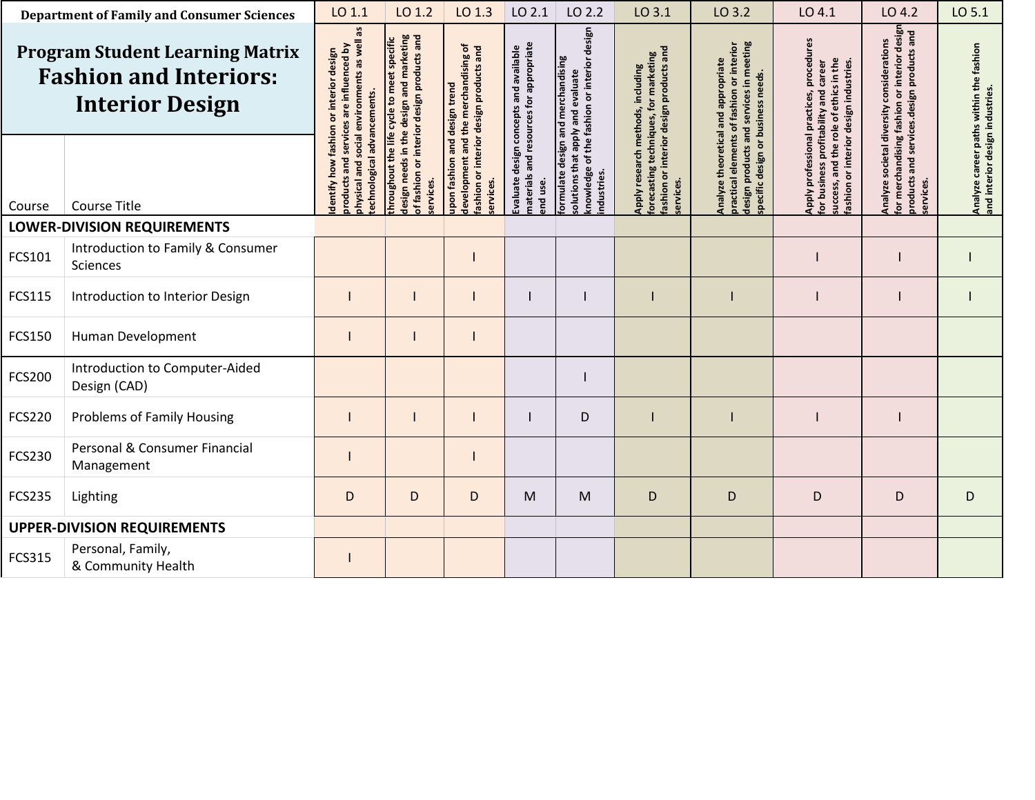**Department of Family and Consumer Sciences**

# Program Student Learning Matrix
# Fashion and Interiors: Interior Design

| Course | Course Title | LO 1.1 | LO 1.2 | LO 1.3 | LO 2.1 | LO 2.2 | LO 3.1 | LO 3.2 | LO 4.1 | LO 4.2 | LO 5.1 |
|---|---|---|---|---|---|---|---|---|---|---|---|
| | | Identify how fashion or interior design products and services are influenced by physical and social environments as well as technological advancements. | throughout the life cycle to meet specific design needs in the design and marketing of fashion or interior design products and services. | upon fashion and design trend development and the merchandising of fashion or interior design products and services. | Evaluate design concepts and available materials and resources for appropriate end use. | formulate design and merchandising solutions that apply and evaluate knowledge of the fashion or interior design industries. | Apply research methods, including forecasting techniques, for marketing fashion or interior design products and services. | Analyze theoretical and appropriate practical elements of fashion or interior design products and services in meeting specific design or business needs. | Apply professional practices, procedures for business profitability and career success, and the role of ethics in the fashion or interior design industries. | Analyze societal diversity considerations for merchandising fashion or interior design products and services.design products and services. | Analyze career paths within the fashion and interior design industries. |
| **LOWER-DIVISION REQUIREMENTS** | | | | | | | | | | | |
| FCS101 | Introduction to Family & Consumer Sciences | | | I | | | | | I | I | I |
| FCS115 | Introduction to Interior Design | I | I | I | I | I | I | I | I | I | I |
| FCS150 | Human Development | I | I | I | | | | | | | |
| FCS200 | Introduction to Computer-Aided Design (CAD) | | | | | I | | | | | |
| FCS220 | Problems of Family Housing | I | I | I | I | D | I | I | I | I | |
| FCS230 | Personal & Consumer Financial Management | I | | I | | | | | | | |
| FCS235 | Lighting | D | D | D | M | M | D | D | D | D | D |
| **UPPER-DIVISION REQUIREMENTS** | | | | | | | | | | | |
| FCS315 | Personal, Family, & Community Health | I | | | | | | | | | |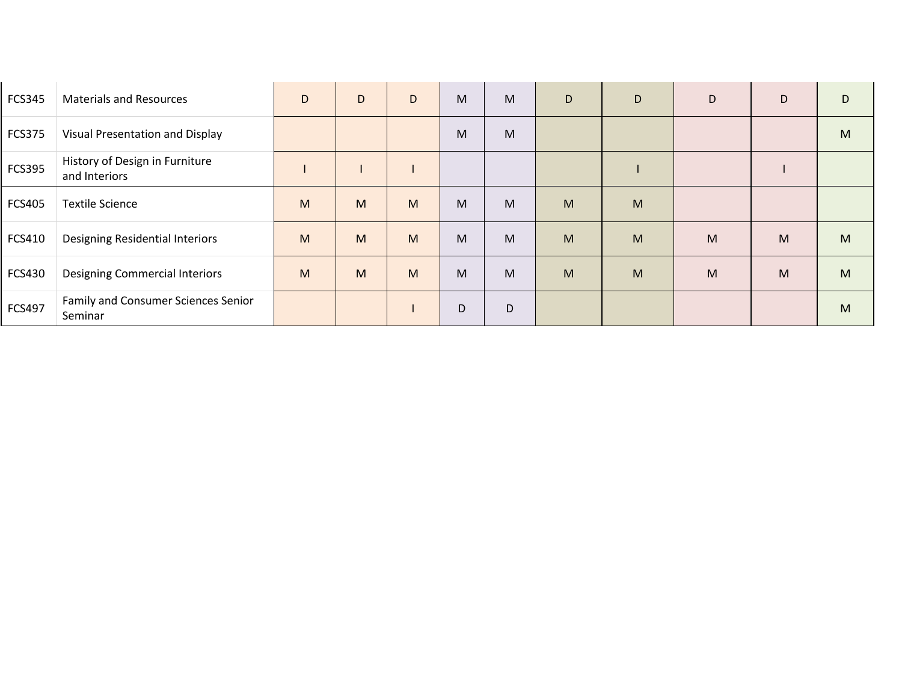| | | | | | | | | | | | |
|---|---|---|---|---|---|---|---|---|---|---|---|
| FCS345 | Materials and Resources | D | D | D | M | M | D | D | D | D | D |
| FCS375 | Visual Presentation and Display | | | | M | M | | | | | M |
| FCS395 | History of Design in Furniture and Interiors | I | I | I | | | | I | | I | |
| FCS405 | Textile Science | M | M | M | M | M | M | M | | | |
| FCS410 | Designing Residential Interiors | M | M | M | M | M | M | M | M | M | M |
| FCS430 | Designing Commercial Interiors | M | M | M | M | M | M | M | M | M | M |
| FCS497 | Family and Consumer Sciences Senior Seminar | | | I | D | D | | | | | M |